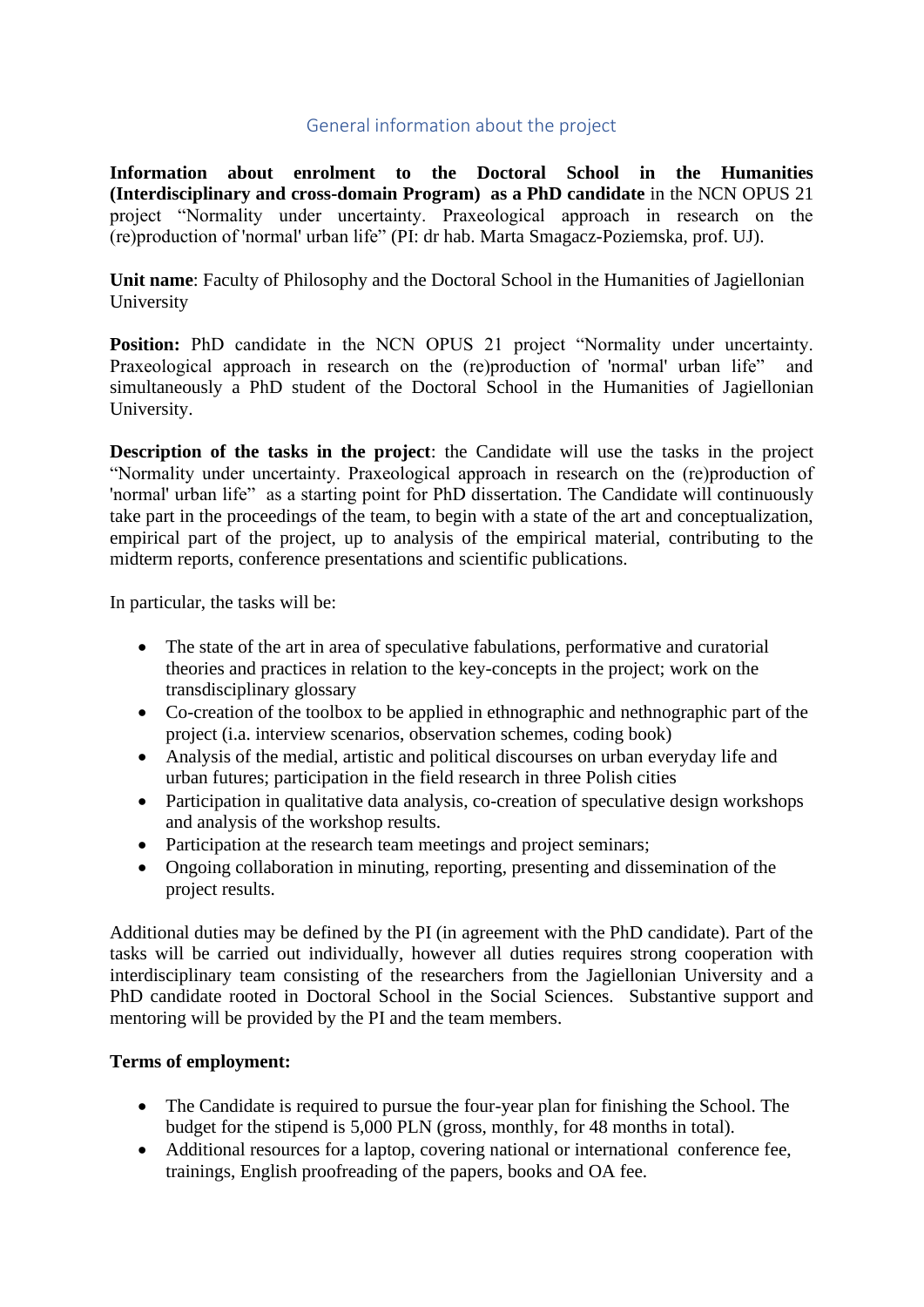# General information about the project

**Information about enrolment to the Doctoral School in the Humanities (Interdisciplinary and cross-domain Program) as a PhD candidate** in the NCN OPUS 21 project "Normality under uncertainty. Praxeological approach in research on the (re)production of 'normal' urban life" (PI: dr hab. Marta Smagacz-Poziemska, prof. UJ).

**Unit name**: Faculty of Philosophy and the Doctoral School in the Humanities of Jagiellonian University

**Position:** PhD candidate in the NCN OPUS 21 project "Normality under uncertainty. Praxeological approach in research on the (re)production of 'normal' urban life" and simultaneously a PhD student of the Doctoral School in the Humanities of Jagiellonian University.

**Description of the tasks in the project**: the Candidate will use the tasks in the project "Normality under uncertainty. Praxeological approach in research on the (re)production of 'normal' urban life" as a starting point for PhD dissertation. The Candidate will continuously take part in the proceedings of the team, to begin with a state of the art and conceptualization, empirical part of the project, up to analysis of the empirical material, contributing to the midterm reports, conference presentations and scientific publications.

In particular, the tasks will be:

- The state of the art in area of speculative fabulations, performative and curatorial theories and practices in relation to the key-concepts in the project; work on the transdisciplinary glossary
- Co-creation of the toolbox to be applied in ethnographic and nethnographic part of the project (i.a. interview scenarios, observation schemes, coding book)
- Analysis of the medial, artistic and political discourses on urban everyday life and urban futures; participation in the field research in three Polish cities
- Participation in qualitative data analysis, co-creation of speculative design workshops and analysis of the workshop results.
- Participation at the research team meetings and project seminars;
- Ongoing collaboration in minuting, reporting, presenting and dissemination of the project results.

Additional duties may be defined by the PI (in agreement with the PhD candidate). Part of the tasks will be carried out individually, however all duties requires strong cooperation with interdisciplinary team consisting of the researchers from the Jagiellonian University and a PhD candidate rooted in Doctoral School in the Social Sciences. Substantive support and mentoring will be provided by the PI and the team members.

**Terms of employment:**

- The Candidate is required to pursue the four-year plan for finishing the School. The budget for the stipend is 5,000 PLN (gross, monthly, for 48 months in total).
- Additional resources for a laptop, covering national or international conference fee, trainings, English proofreading of the papers, books and OA fee.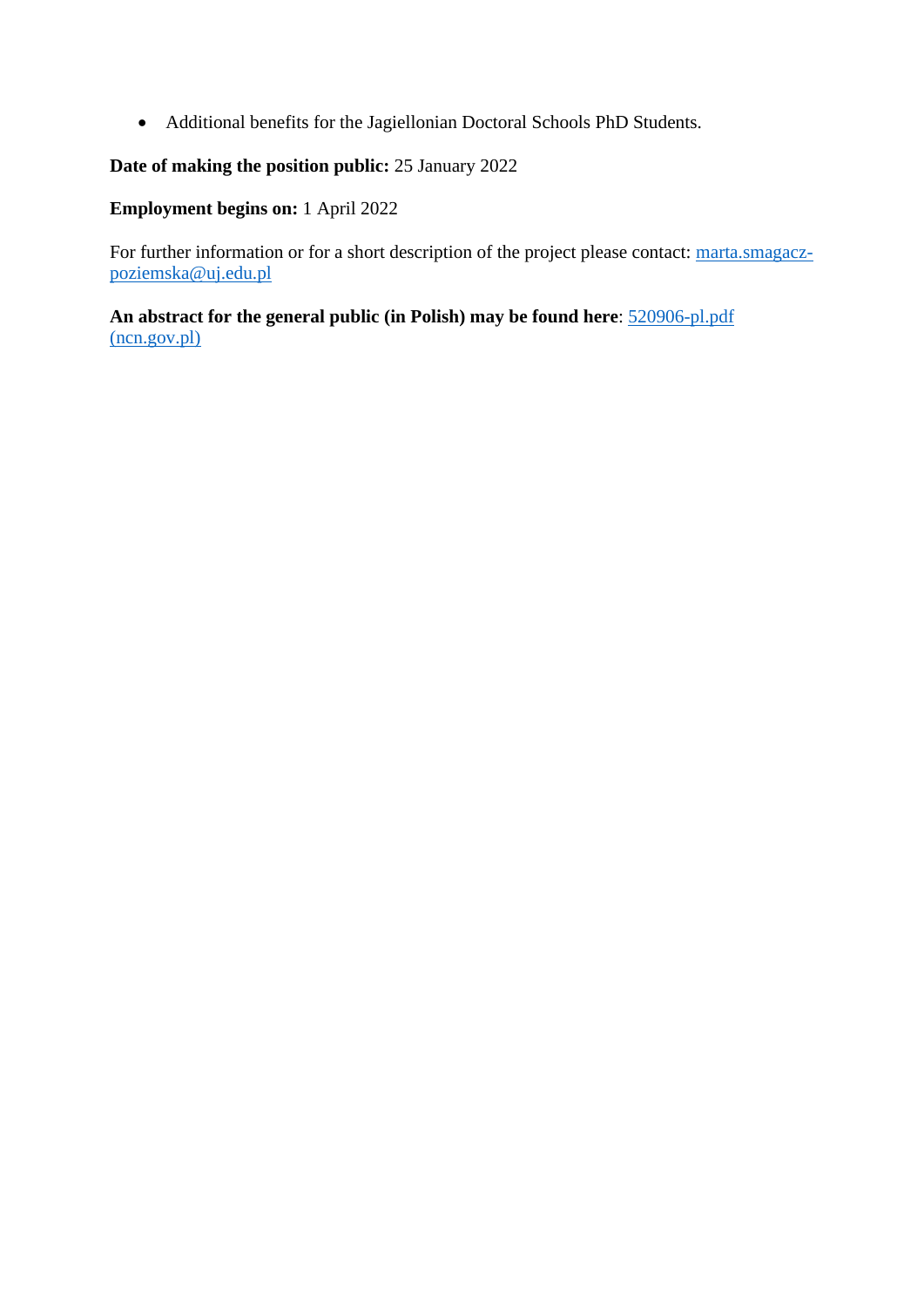- Additional benefits for the Jagiellonian Doctoral Schools PhD Students.

**Date of making the position public:** 25 January 2022

**Employment begins on:** 1 April 2022

For further information or for a short description of the project please contact: marta.smagacz-poziemska@uj.edu.pl

**An abstract for the general public (in Polish) may be found here**: 520906-pl.pdf (ncn.gov.pl)